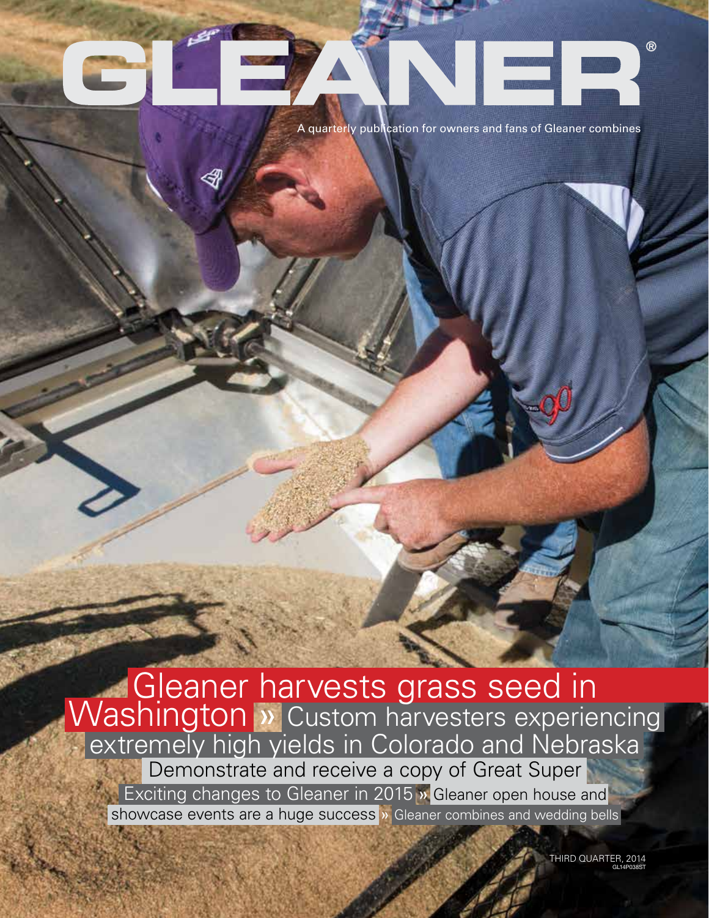# GLEANER®

A quarterly publication for owners and fans of Gleaner combines

## Gleaner harvests grass seed in Washington » Custom harvesters experiencing extremely high yields in Colorado and Nebraska

Demonstrate and receive a copy of Great Super

Exciting changes to Gleaner in 2015 » Gleaner open house and showcase events are a huge success » Gleaner combines and wedding bells

THIRD QUARTER, 2014

GL14P038ST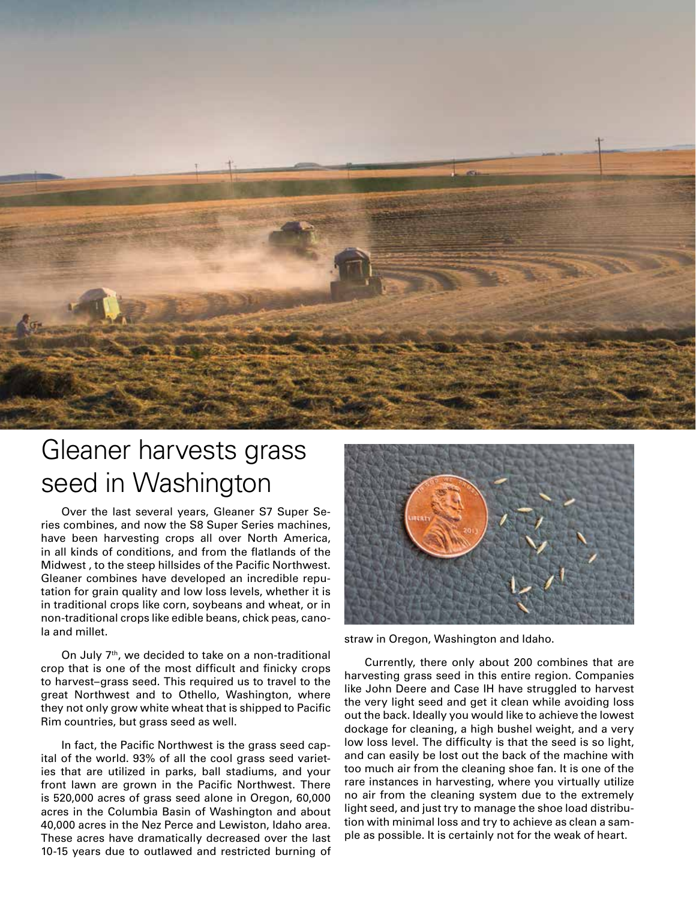# Gleaner harvests grass seed in Washington

Over the last several years, Gleaner S7 Super Series combines, and now the S8 Super Series machines, have been harvesting crops all over North America, in all kinds of conditions, and from the flatlands of the Midwest , to the steep hillsides of the Pacific Northwest. Gleaner combines have developed an incredible reputation for grain quality and low loss levels, whether it is in traditional crops like corn, soybeans and wheat, or in non-traditional crops like edible beans, chick peas, canola and millet.

On July 7th, we decided to take on a non-traditional crop that is one of the most difficult and finicky crops to harvest–grass seed. This required us to travel to the great Northwest and to Othello, Washington, where they not only grow white wheat that is shipped to Pacific Rim countries, but grass seed as well.

In fact, the Pacific Northwest is the grass seed capital of the world. 93% of all the cool grass seed varieties that are utilized in parks, ball stadiums, and your front lawn are grown in the Pacific Northwest. There is 520,000 acres of grass seed alone in Oregon, 60,000 acres in the Columbia Basin of Washington and about 40,000 acres in the Nez Perce and Lewiston, Idaho area. These acres have dramatically decreased over the last 10-15 years due to outlawed and restricted burning of straw in Oregon, Washington and Idaho.

Currently, there only about 200 combines that are harvesting grass seed in this entire region. Companies like John Deere and Case IH have struggled to harvest the very light seed and get it clean while avoiding loss out the back. Ideally you would like to achieve the lowest dockage for cleaning, a high bushel weight, and a very low loss level. The difficulty is that the seed is so light, and can easily be lost out the back of the machine with too much air from the cleaning shoe fan. It is one of the rare instances in harvesting, where you virtually utilize no air from the cleaning system due to the extremely light seed, and just try to manage the shoe load distribution with minimal loss and try to achieve as clean a sample as possible. It is certainly not for the weak of heart.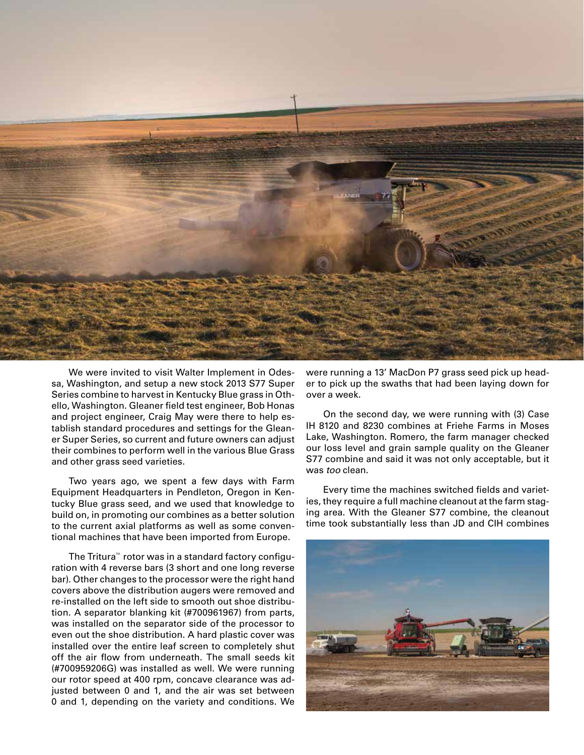We were invited to visit Walter Implement in Odessa, Washington, and setup a new stock 2013 S77 Super Series combine to harvest in Kentucky Blue grass in Othello, Washington. Gleaner field test engineer, Bob Honas and project engineer, Craig May were there to help establish standard procedures and settings for the Gleaner Super Series, so current and future owners can adjust their combines to perform well in the various Blue Grass and other grass seed varieties.

Two years ago, we spent a few days with Farm Equipment Headquarters in Pendleton, Oregon in Kentucky Blue grass seed, and we used that knowledge to build on, in promoting our combines as a better solution to the current axial platforms as well as some conventional machines that have been imported from Europe.

The Tritura™ rotor was in a standard factory configuration with 4 reverse bars (3 short and one long reverse bar). Other changes to the processor were the right hand covers above the distribution augers were removed and re-installed on the left side to smooth out shoe distribution. A separator blanking kit (#700961967) from parts, was installed on the separator side of the processor to even out the shoe distribution. A hard plastic cover was installed over the entire leaf screen to completely shut off the air flow from underneath. The small seeds kit (#700959206G) was installed as well. We were running our rotor speed at 400 rpm, concave clearance was adjusted between 0 and 1, and the air was set between 0 and 1, depending on the variety and conditions. We were running a 13' MacDon P7 grass seed pick up header to pick up the swaths that had been laying down for over a week.

On the second day, we were running with (3) Case IH 8120 and 8230 combines at Friehe Farms in Moses Lake, Washington. Romero, the farm manager checked our loss level and grain sample quality on the Gleaner S77 combine and said it was not only acceptable, but it was *too* clean.

Every time the machines switched fields and varieties, they require a full machine cleanout at the farm staging area. With the Gleaner S77 combine, the cleanout time took substantially less than JD and CIH combines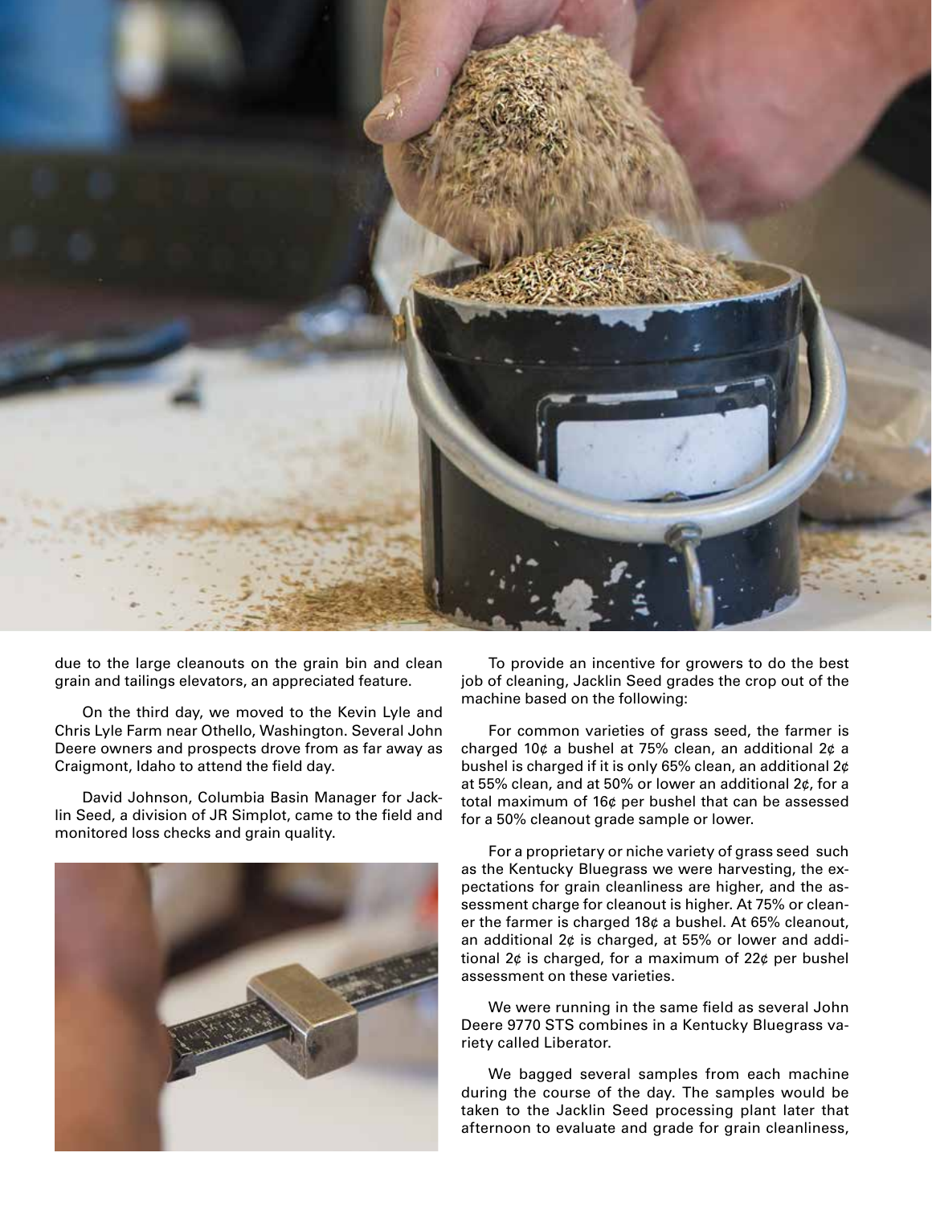due to the large cleanouts on the grain bin and clean grain and tailings elevators, an appreciated feature.

On the third day, we moved to the Kevin Lyle and Chris Lyle Farm near Othello, Washington. Several John Deere owners and prospects drove from as far away as Craigmont, Idaho to attend the field day.

David Johnson, Columbia Basin Manager for Jacklin Seed, a division of JR Simplot, came to the field and monitored loss checks and grain quality.

To provide an incentive for growers to do the best job of cleaning, Jacklin Seed grades the crop out of the machine based on the following:

For common varieties of grass seed, the farmer is charged 10¢ a bushel at 75% clean, an additional 2¢ a bushel is charged if it is only 65% clean, an additional 2¢ at 55% clean, and at 50% or lower an additional 2¢, for a total maximum of 16¢ per bushel that can be assessed for a 50% cleanout grade sample or lower.

For a proprietary or niche variety of grass seed such as the Kentucky Bluegrass we were harvesting, the expectations for grain cleanliness are higher, and the assessment charge for cleanout is higher. At 75% or cleaner the farmer is charged 18¢ a bushel. At 65% cleanout, an additional 2¢ is charged, at 55% or lower and additional 2¢ is charged, for a maximum of 22¢ per bushel assessment on these varieties.

We were running in the same field as several John Deere 9770 STS combines in a Kentucky Bluegrass variety called Liberator.

We bagged several samples from each machine during the course of the day. The samples would be taken to the Jacklin Seed processing plant later that afternoon to evaluate and grade for grain cleanliness,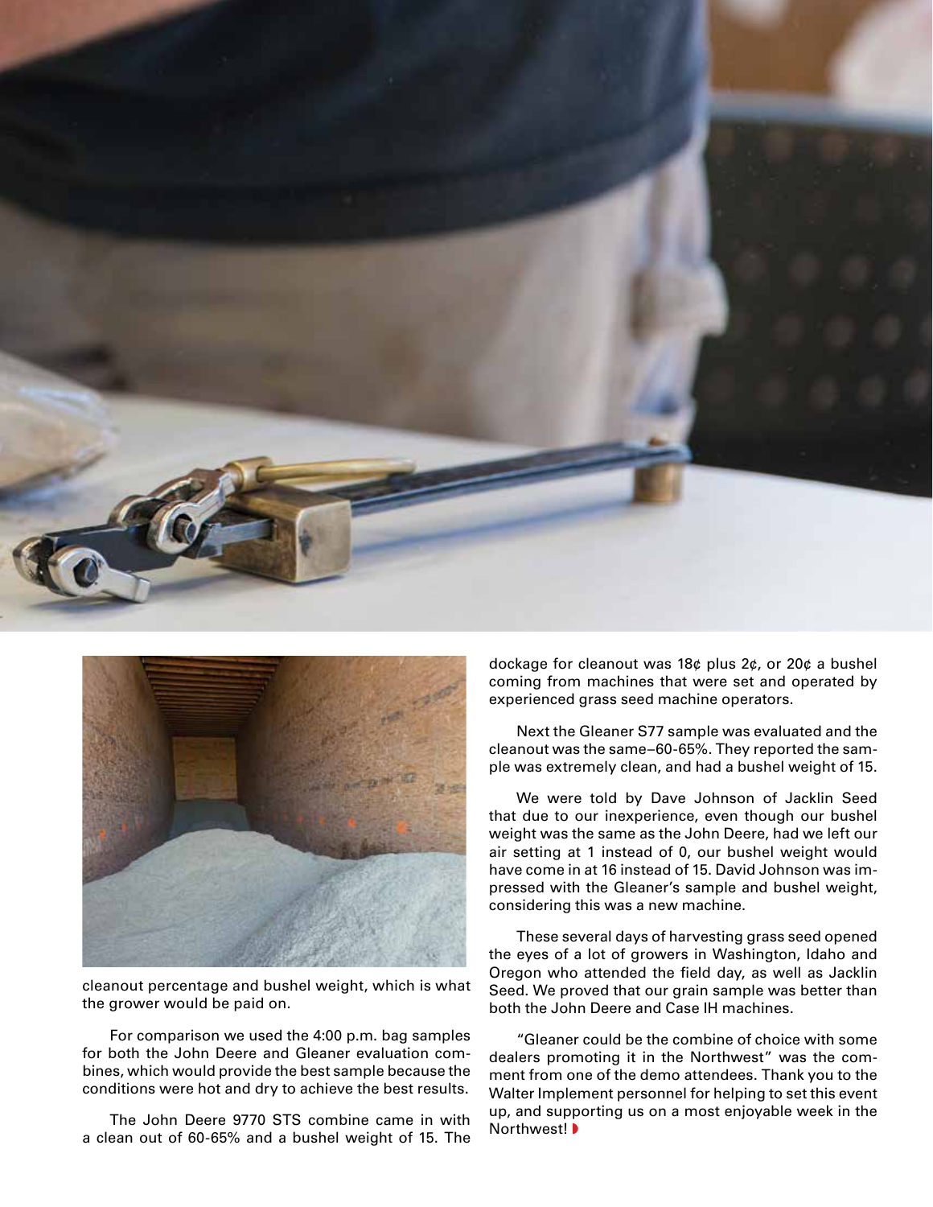cleanout percentage and bushel weight, which is what the grower would be paid on.

For comparison we used the 4:00 p.m. bag samples for both the John Deere and Gleaner evaluation combines, which would provide the best sample because the conditions were hot and dry to achieve the best results.

The John Deere 9770 STS combine came in with a clean out of 60-65% and a bushel weight of 15. The dockage for cleanout was 18¢ plus 2¢, or 20¢ a bushel coming from machines that were set and operated by experienced grass seed machine operators.

Next the Gleaner S77 sample was evaluated and the cleanout was the same–60-65%. They reported the sample was extremely clean, and had a bushel weight of 15.

We were told by Dave Johnson of Jacklin Seed that due to our inexperience, even though our bushel weight was the same as the John Deere, had we left our air setting at 1 instead of 0, our bushel weight would have come in at 16 instead of 15. David Johnson was impressed with the Gleaner's sample and bushel weight, considering this was a new machine.

These several days of harvesting grass seed opened the eyes of a lot of growers in Washington, Idaho and Oregon who attended the field day, as well as Jacklin Seed. We proved that our grain sample was better than both the John Deere and Case IH machines.

"Gleaner could be the combine of choice with some dealers promoting it in the Northwest" was the comment from one of the demo attendees. Thank you to the Walter Implement personnel for helping to set this event up, and supporting us on a most enjoyable week in the Northwest!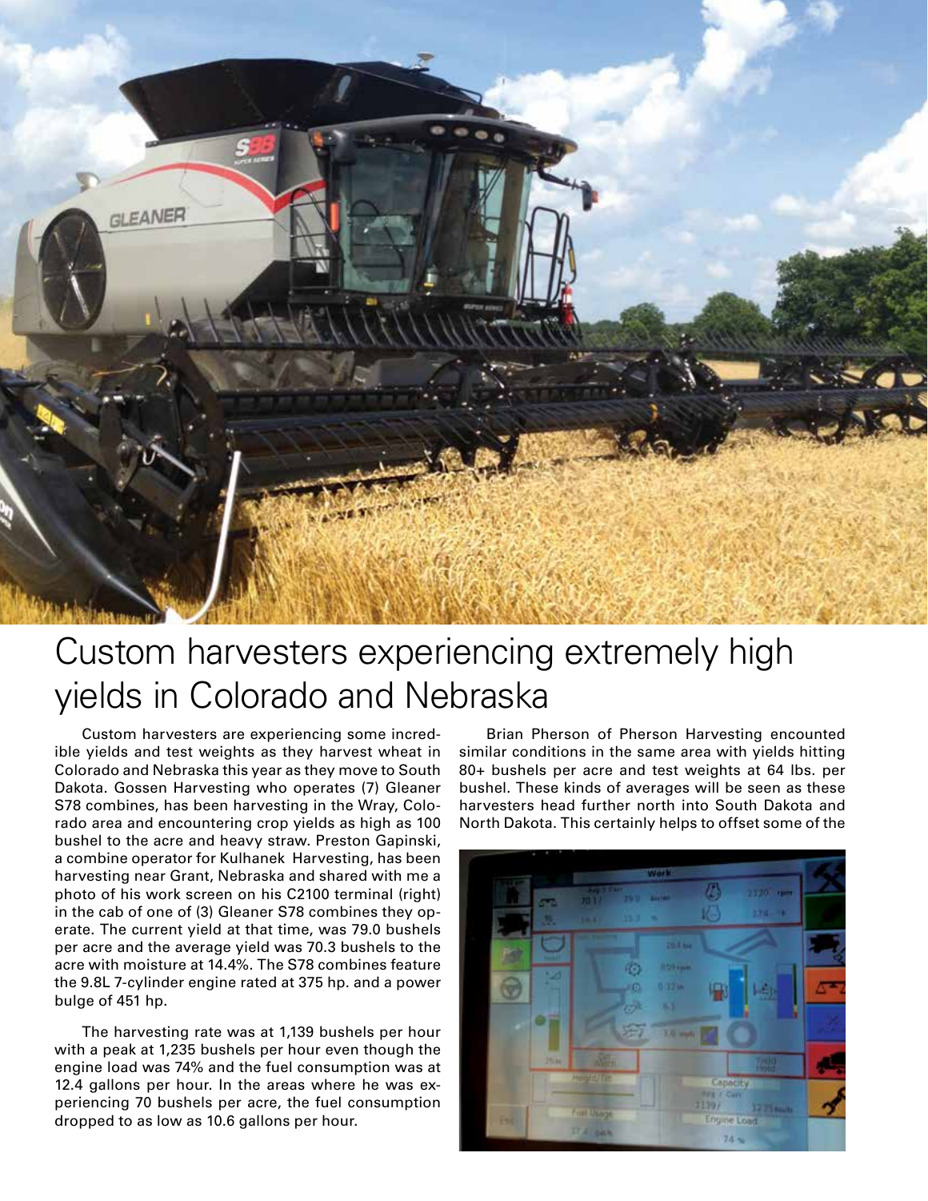# Custom harvesters experiencing extremely high yields in Colorado and Nebraska

Custom harvesters are experiencing some incredible yields and test weights as they harvest wheat in Colorado and Nebraska this year as they move to South Dakota. Gossen Harvesting who operates (7) Gleaner S78 combines, has been harvesting in the Wray, Colorado area and encountering crop yields as high as 100 bushel to the acre and heavy straw. Preston Gapinski, a combine operator for Kulhanek Harvesting, has been harvesting near Grant, Nebraska and shared with me a photo of his work screen on his C2100 terminal (right) in the cab of one of (3) Gleaner S78 combines they operate. The current yield at that time, was 79.0 bushels per acre and the average yield was 70.3 bushels to the acre with moisture at 14.4%. The S78 combines feature the 9.8L 7-cylinder engine rated at 375 hp. and a power bulge of 451 hp.

The harvesting rate was at 1,139 bushels per hour with a peak at 1,235 bushels per hour even though the engine load was 74% and the fuel consumption was at 12.4 gallons per hour. In the areas where he was experiencing 70 bushels per acre, the fuel consumption dropped to as low as 10.6 gallons per hour.

Brian Pherson of Pherson Harvesting encounted similar conditions in the same area with yields hitting 80+ bushels per acre and test weights at 64 lbs. per bushel. These kinds of averages will be seen as these harvesters head further north into South Dakota and North Dakota. This certainly helps to offset some of the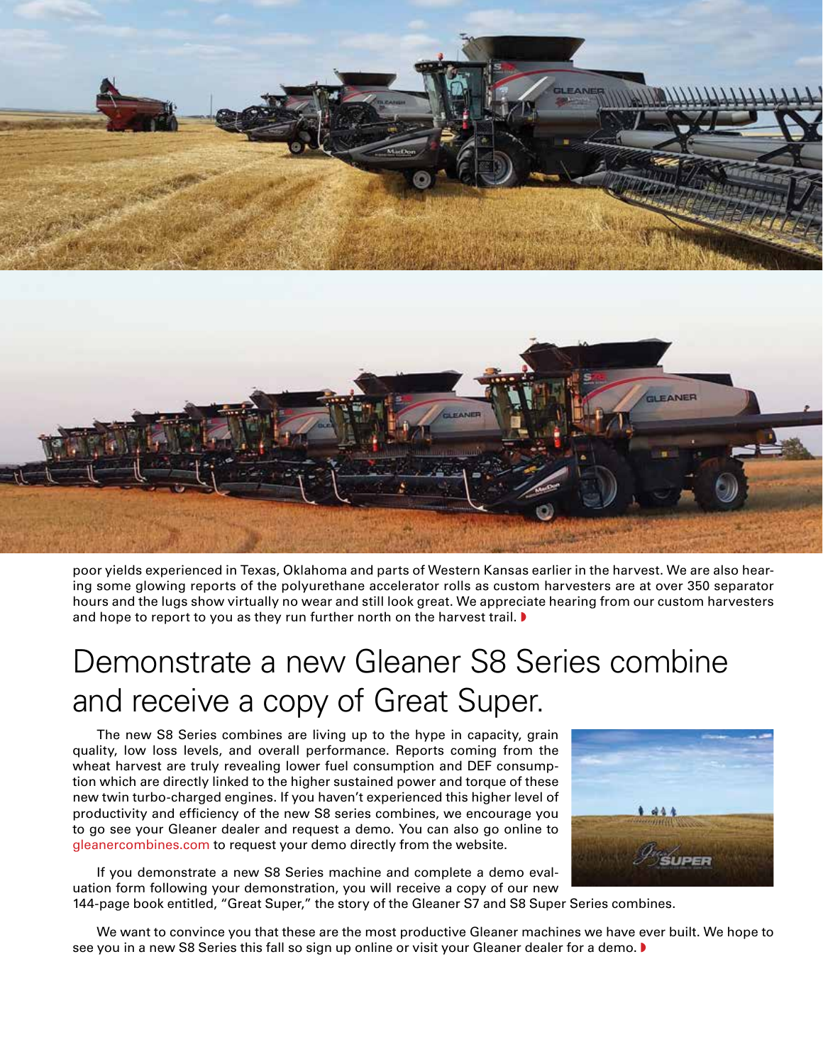poor yields experienced in Texas, Oklahoma and parts of Western Kansas earlier in the harvest. We are also hearing some glowing reports of the polyurethane accelerator rolls as custom harvesters are at over 350 separator hours and the lugs show virtually no wear and still look great. We appreciate hearing from our custom harvesters and hope to report to you as they run further north on the harvest trail.

# Demonstrate a new Gleaner S8 Series combine and receive a copy of Great Super.

The new S8 Series combines are living up to the hype in capacity, grain quality, low loss levels, and overall performance. Reports coming from the wheat harvest are truly revealing lower fuel consumption and DEF consumption which are directly linked to the higher sustained power and torque of these new twin turbo-charged engines. If you haven't experienced this higher level of productivity and efficiency of the new S8 series combines, we encourage you to go see your Gleaner dealer and request a demo. You can also go online to gleanercombines.com to request your demo directly from the website.

If you demonstrate a new S8 Series machine and complete a demo evaluation form following your demonstration, you will receive a copy of our new 144-page book entitled, "Great Super," the story of the Gleaner S7 and S8 Super Series combines.

We want to convince you that these are the most productive Gleaner machines we have ever built. We hope to see you in a new S8 Series this fall so sign up online or visit your Gleaner dealer for a demo.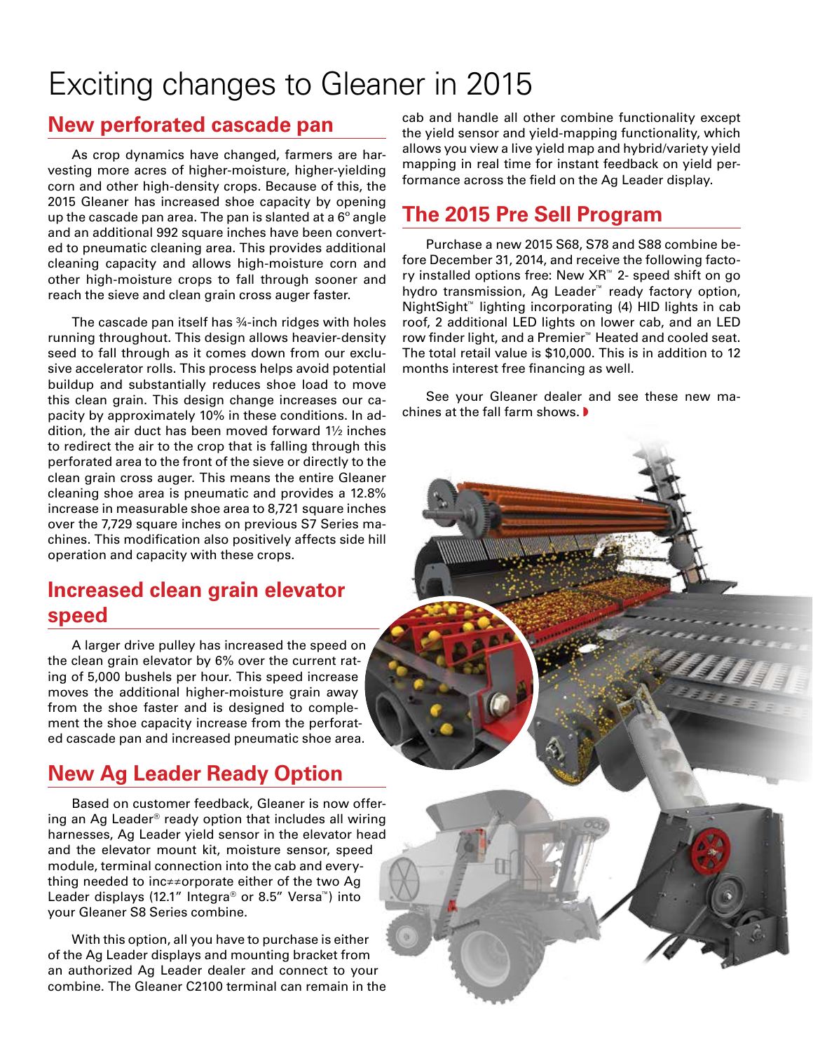# Exciting changes to Gleaner in 2015

## New perforated cascade pan

As crop dynamics have changed, farmers are harvesting more acres of higher-moisture, higher-yielding corn and other high-density crops. Because of this, the 2015 Gleaner has increased shoe capacity by opening up the cascade pan area. The pan is slanted at a 6° angle and an additional 992 square inches have been converted to pneumatic cleaning area. This provides additional cleaning capacity and allows high-moisture corn and other high-moisture crops to fall through sooner and reach the sieve and clean grain cross auger faster.

The cascade pan itself has ¾-inch ridges with holes running throughout. This design allows heavier-density seed to fall through as it comes down from our exclusive accelerator rolls. This process helps avoid potential buildup and substantially reduces shoe load to move this clean grain. This design change increases our capacity by approximately 10% in these conditions. In addition, the air duct has been moved forward 1½ inches to redirect the air to the crop that is falling through this perforated area to the front of the sieve or directly to the clean grain cross auger. This means the entire Gleaner cleaning shoe area is pneumatic and provides a 12.8% increase in measurable shoe area to 8,721 square inches over the 7,729 square inches on previous S7 Series machines. This modification also positively affects side hill operation and capacity with these crops.

## Increased clean grain elevator speed

A larger drive pulley has increased the speed on the clean grain elevator by 6% over the current rating of 5,000 bushels per hour. This speed increase moves the additional higher-moisture grain away from the shoe faster and is designed to complement the shoe capacity increase from the perforated cascade pan and increased pneumatic shoe area.

## New Ag Leader Ready Option

Based on customer feedback, Gleaner is now offering an Ag Leader® ready option that includes all wiring harnesses, Ag Leader yield sensor in the elevator head and the elevator mount kit, moisture sensor, speed module, terminal connection into the cab and everything needed to inc≠≠orporate either of the two Ag Leader displays (12.1" Integra® or 8.5" Versa™) into your Gleaner S8 Series combine.

With this option, all you have to purchase is either of the Ag Leader displays and mounting bracket from an authorized Ag Leader dealer and connect to your combine. The Gleaner C2100 terminal can remain in the cab and handle all other combine functionality except the yield sensor and yield-mapping functionality, which allows you view a live yield map and hybrid/variety yield mapping in real time for instant feedback on yield performance across the field on the Ag Leader display.

## The 2015 Pre Sell Program

Purchase a new 2015 S68, S78 and S88 combine before December 31, 2014, and receive the following factory installed options free: New XR™ 2- speed shift on go hydro transmission, Ag Leader™ ready factory option, NightSight™ lighting incorporating (4) HID lights in cab roof, 2 additional LED lights on lower cab, and an LED row finder light, and a Premier™ Heated and cooled seat. The total retail value is $10,000. This is in addition to 12 months interest free financing as well.

See your Gleaner dealer and see these new machines at the fall farm shows.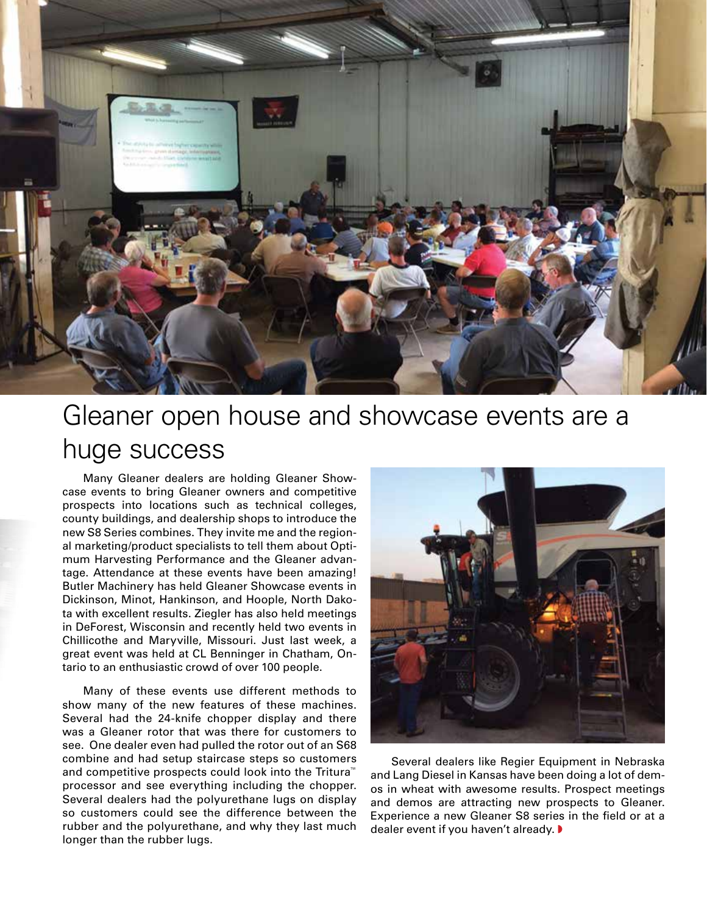# Gleaner open house and showcase events are a huge success

Many Gleaner dealers are holding Gleaner Showcase events to bring Gleaner owners and competitive prospects into locations such as technical colleges, county buildings, and dealership shops to introduce the new S8 Series combines. They invite me and the regional marketing/product specialists to tell them about Optimum Harvesting Performance and the Gleaner advantage. Attendance at these events have been amazing! Butler Machinery has held Gleaner Showcase events in Dickinson, Minot, Hankinson, and Hoople, North Dakota with excellent results. Ziegler has also held meetings in DeForest, Wisconsin and recently held two events in Chillicothe and Maryville, Missouri. Just last week, a great event was held at CL Benninger in Chatham, Ontario to an enthusiastic crowd of over 100 people.

Many of these events use different methods to show many of the new features of these machines. Several had the 24-knife chopper display and there was a Gleaner rotor that was there for customers to see. One dealer even had pulled the rotor out of an S68 combine and had setup staircase steps so customers and competitive prospects could look into the Tritura™ processor and see everything including the chopper. Several dealers had the polyurethane lugs on display so customers could see the difference between the rubber and the polyurethane, and why they last much longer than the rubber lugs.

Several dealers like Regier Equipment in Nebraska and Lang Diesel in Kansas have been doing a lot of demos in wheat with awesome results. Prospect meetings and demos are attracting new prospects to Gleaner. Experience a new Gleaner S8 series in the field or at a dealer event if you haven't already.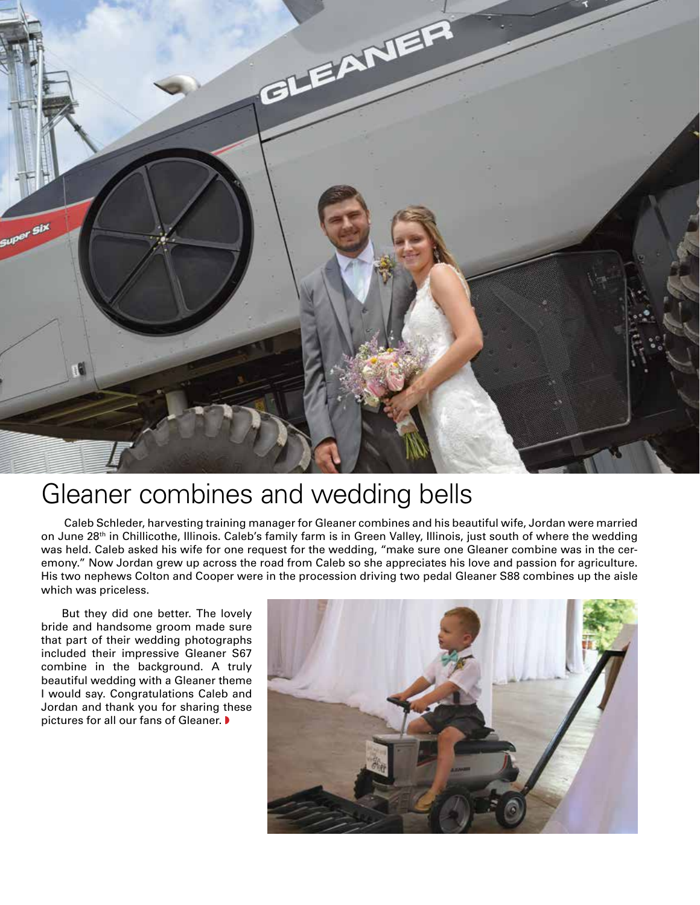# Gleaner combines and wedding bells

Caleb Schleder, harvesting training manager for Gleaner combines and his beautiful wife, Jordan were married on June 28th in Chillicothe, Illinois. Caleb's family farm is in Green Valley, Illinois, just south of where the wedding was held. Caleb asked his wife for one request for the wedding, "make sure one Gleaner combine was in the ceremony." Now Jordan grew up across the road from Caleb so she appreciates his love and passion for agriculture. His two nephews Colton and Cooper were in the procession driving two pedal Gleaner S88 combines up the aisle which was priceless.

But they did one better. The lovely bride and handsome groom made sure that part of their wedding photographs included their impressive Gleaner S67 combine in the background. A truly beautiful wedding with a Gleaner theme I would say. Congratulations Caleb and Jordan and thank you for sharing these pictures for all our fans of Gleaner.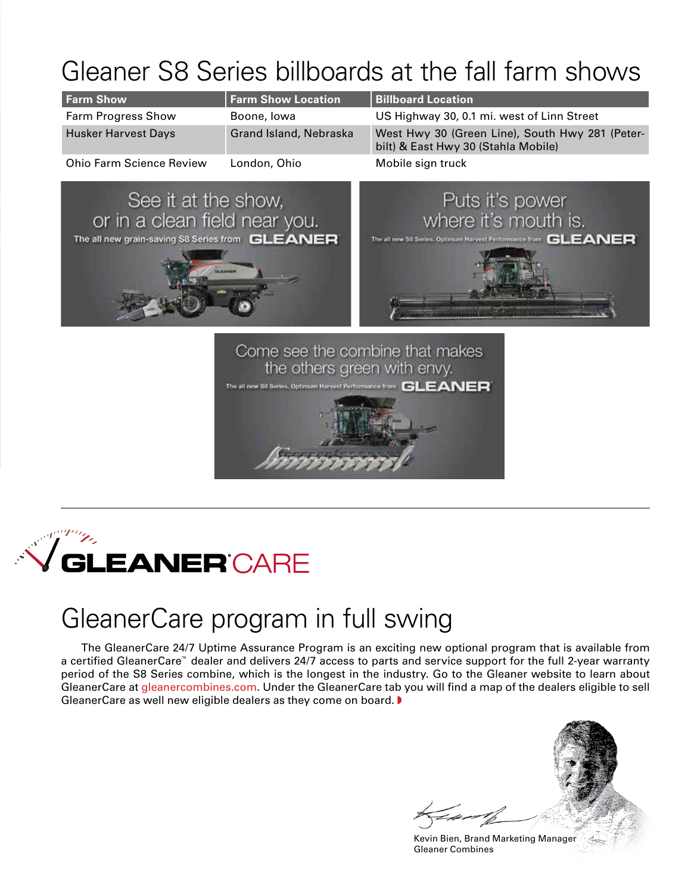# Gleaner S8 Series billboards at the fall farm shows

| Farm Show | Farm Show Location | Billboard Location |
|---|---|---|
| Farm Progress Show | Boone, Iowa | US Highway 30, 0.1 mi. west of Linn Street |
| Husker Harvest Days | Grand Island, Nebraska | West Hwy 30 (Green Line), South Hwy 281 (Peterbilt) & East Hwy 30 (Stahla Mobile) |
| Ohio Farm Science Review | London, Ohio | Mobile sign truck |

See it at the show, or in a clean field near you.
The all new grain-saving S8 Series from GLEANER

Puts it's power where it's mouth is.
The all new S8 Series. Optimum Harvest Performance from GLEANER

Come see the combine that makes the others green with envy.
The all new S8 Series. Optimum Harvest Performance from GLEANER

---

GLEANER CARE

# GleanerCare program in full swing

The GleanerCare 24/7 Uptime Assurance Program is an exciting new optional program that is available from a certified GleanerCare™ dealer and delivers 24/7 access to parts and service support for the full 2-year warranty period of the S8 Series combine, which is the longest in the industry. Go to the Gleaner website to learn about GleanerCare at gleanercombines.com. Under the GleanerCare tab you will find a map of the dealers eligible to sell GleanerCare as well new eligible dealers as they come on board.

Kevin Bien, Brand Marketing Manager
Gleaner Combines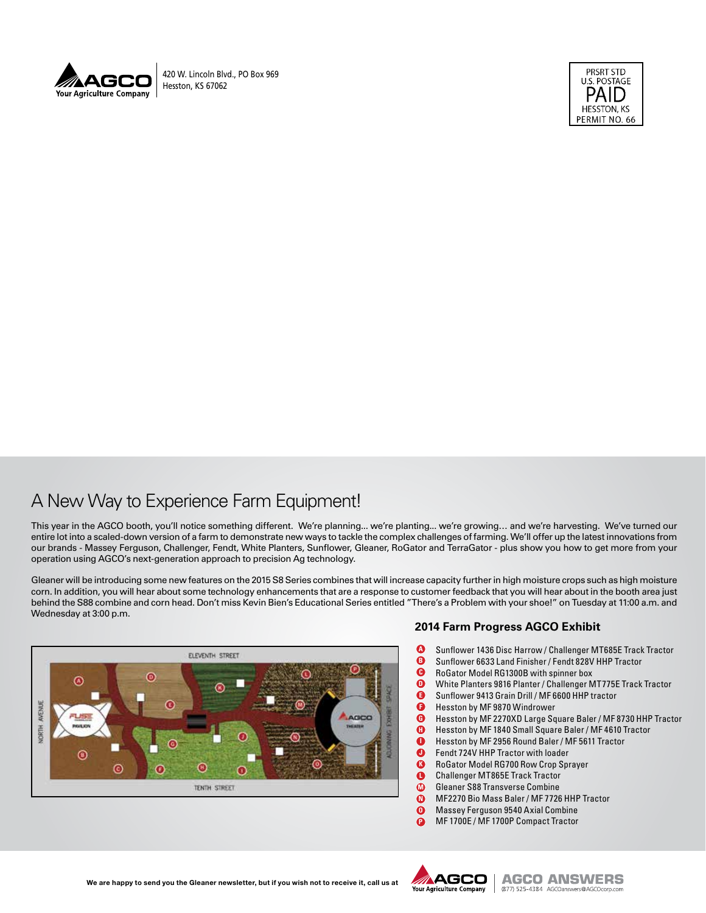AGCO
Your Agriculture Company

420 W. Lincoln Blvd., PO Box 969
Hesston, KS 67062

PRSRT STD
U.S. POSTAGE
PAID
HESSTON, KS
PERMIT NO. 66

# A New Way to Experience Farm Equipment!

This year in the AGCO booth, you'll notice something different. We're planning... we're planting... we're growing... and we're harvesting. We've turned our entire lot into a scaled-down version of a farm to demonstrate new ways to tackle the complex challenges of farming. We'll offer up the latest innovations from our brands - Massey Ferguson, Challenger, Fendt, White Planters, Sunflower, Gleaner, RoGator and TerraGator - plus show you how to get more from your operation using AGCO's next-generation approach to precision Ag technology.

Gleaner will be introducing some new features on the 2015 S8 Series combines that will increase capacity further in high moisture crops such as high moisture corn. In addition, you will hear about some technology enhancements that are a response to customer feedback that you will hear about in the booth area just behind the S88 combine and corn head. Don't miss Kevin Bien's Educational Series entitled "There's a Problem with your shoe!" on Tuesday at 11:00 a.m. and Wednesday at 3:00 p.m.

ELEVENTH STREET
NORTH AVENUE
FUSE PAVILION
AGCO THEATER
ADJOINING EXHIBIT SPACE
TENTH STREET

## 2014 Farm Progress AGCO Exhibit

- **A** Sunflower 1436 Disc Harrow / Challenger MT685E Track Tractor
- **B** Sunflower 6633 Land Finisher / Fendt 828V HHP Tractor
- **C** RoGator Model RG1300B with spinner box
- **D** White Planters 9816 Planter / Challenger MT775E Track Tractor
- **E** Sunflower 9413 Grain Drill / MF 6600 HHP tractor
- **F** Hesston by MF 9870 Windrower
- **G** Hesston by MF 2270XD Large Square Baler / MF 8730 HHP Tractor
- **H** Hesston by MF 1840 Small Square Baler / MF 4610 Tractor
- **I** Hesston by MF 2956 Round Baler / MF 5611 Tractor
- **J** Fendt 724V HHP Tractor with loader
- **K** RoGator Model RG700 Row Crop Sprayer
- **L** Challenger MT865E Track Tractor
- **M** Gleaner S88 Transverse Combine
- **N** MF2270 Bio Mass Baler / MF 7726 HHP Tractor
- **O** Massey Ferguson 9540 Axial Combine
- **P** MF 1700E / MF 1700P Compact Tractor

**We are happy to send you the Gleaner newsletter, but if you wish not to receive it, call us at**

AGCO Your Agriculture Company | AGCO ANSWERS (877) 525-4384 AGCOanswers@AGCOcorp.com